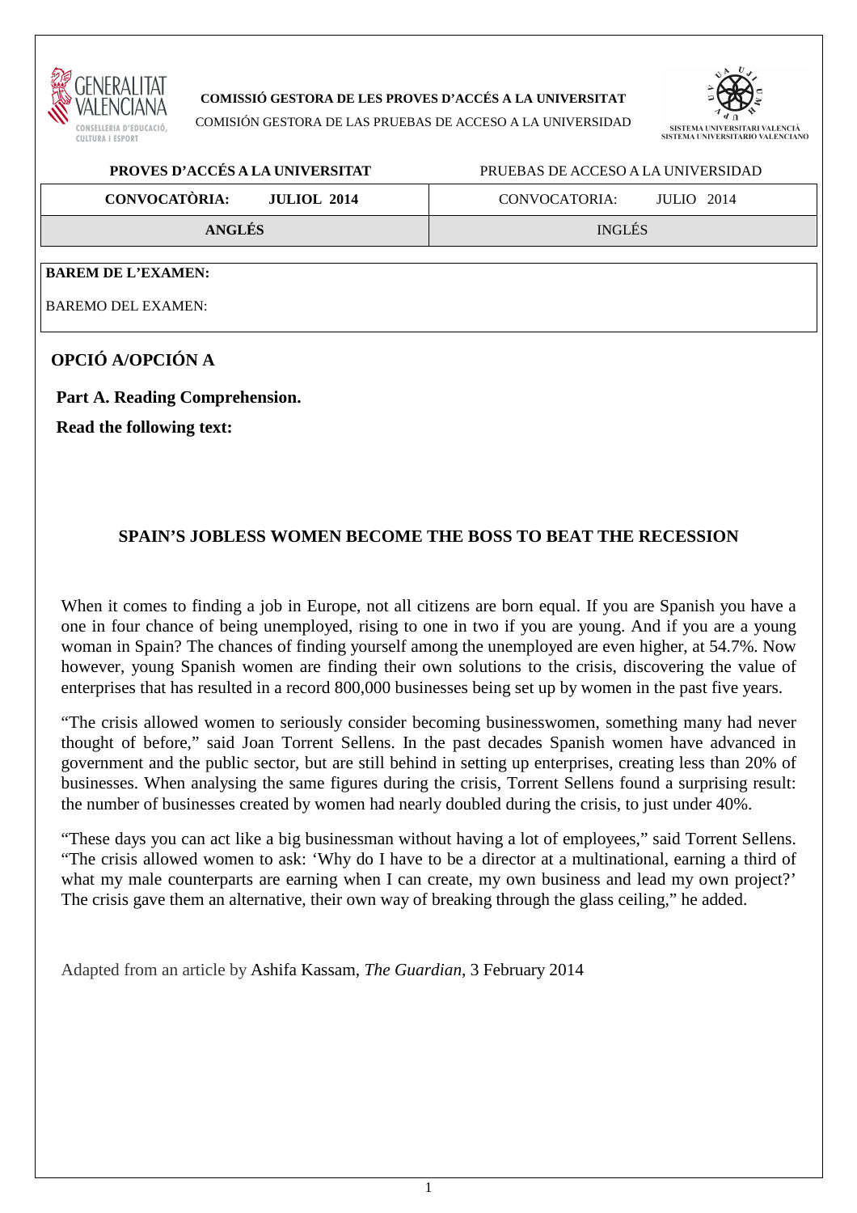**COMISSIÓ GESTORA DE LES PROVES D'ACCÉS A LA UNIVERSITAT**

COMISIÓN GESTORA DE LAS PRUEBAS DE ACCESO A LA UNIVERSIDAD

| **PROVES D'ACCÉS A LA UNIVERSITAT** | PRUEBAS DE ACCESO A LA UNIVERSIDAD |
| --- | --- |
| **CONVOCATÒRIA: JULIOL 2014** | CONVOCATORIA: JULIO 2014 |
| **ANGLÉS** | INGLÉS |

**BAREM DE L'EXAMEN:**

BAREMO DEL EXAMEN:

## OPCIÓ A/OPCIÓN A

**Part A. Reading Comprehension.**

**Read the following text:**

### SPAIN'S JOBLESS WOMEN BECOME THE BOSS TO BEAT THE RECESSION

When it comes to finding a job in Europe, not all citizens are born equal. If you are Spanish you have a one in four chance of being unemployed, rising to one in two if you are young. And if you are a young woman in Spain? The chances of finding yourself among the unemployed are even higher, at 54.7%. Now however, young Spanish women are finding their own solutions to the crisis, discovering the value of enterprises that has resulted in a record 800,000 businesses being set up by women in the past five years.

"The crisis allowed women to seriously consider becoming businesswomen, something many had never thought of before," said Joan Torrent Sellens. In the past decades Spanish women have advanced in government and the public sector, but are still behind in setting up enterprises, creating less than 20% of businesses. When analysing the same figures during the crisis, Torrent Sellens found a surprising result: the number of businesses created by women had nearly doubled during the crisis, to just under 40%.

"These days you can act like a big businessman without having a lot of employees," said Torrent Sellens. "The crisis allowed women to ask: 'Why do I have to be a director at a multinational, earning a third of what my male counterparts are earning when I can create, my own business and lead my own project?' The crisis gave them an alternative, their own way of breaking through the glass ceiling," he added.

Adapted from an article by Ashifa Kassam, *The Guardian*, 3 February 2014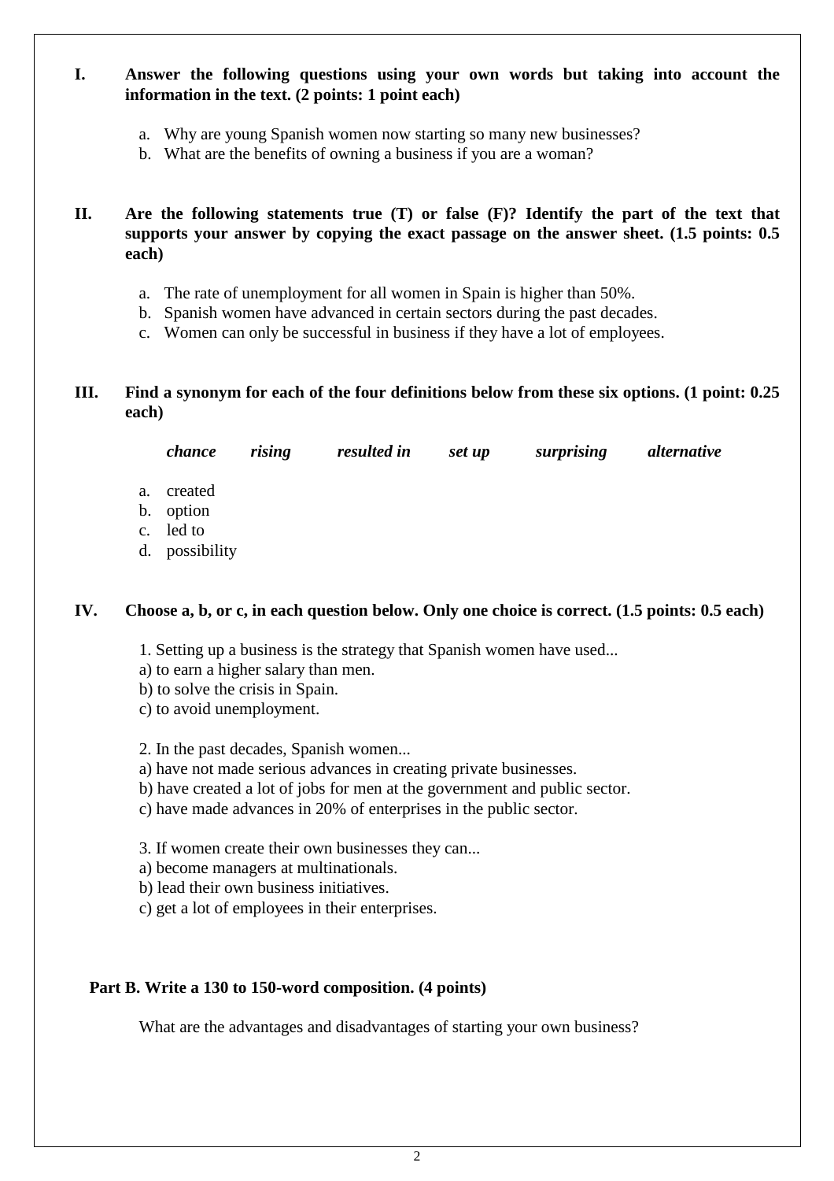**I. Answer the following questions using your own words but taking into account the information in the text. (2 points: 1 point each)**

a. Why are young Spanish women now starting so many new businesses?
b. What are the benefits of owning a business if you are a woman?

**II. Are the following statements true (T) or false (F)? Identify the part of the text that supports your answer by copying the exact passage on the answer sheet. (1.5 points: 0.5 each)**

a. The rate of unemployment for all women in Spain is higher than 50%.
b. Spanish women have advanced in certain sectors during the past decades.
c. Women can only be successful in business if they have a lot of employees.

**III. Find a synonym for each of the four definitions below from these six options. (1 point: 0.25 each)**

***chance*** ***rising*** ***resulted in*** ***set up*** ***surprising*** ***alternative***

a. created
b. option
c. led to
d. possibility

**IV. Choose a, b, or c, in each question below. Only one choice is correct. (1.5 points: 0.5 each)**

1. Setting up a business is the strategy that Spanish women have used...
a) to earn a higher salary than men.
b) to solve the crisis in Spain.
c) to avoid unemployment.

2. In the past decades, Spanish women...
a) have not made serious advances in creating private businesses.
b) have created a lot of jobs for men at the government and public sector.
c) have made advances in 20% of enterprises in the public sector.

3. If women create their own businesses they can...
a) become managers at multinationals.
b) lead their own business initiatives.
c) get a lot of employees in their enterprises.

**Part B. Write a 130 to 150-word composition. (4 points)**

What are the advantages and disadvantages of starting your own business?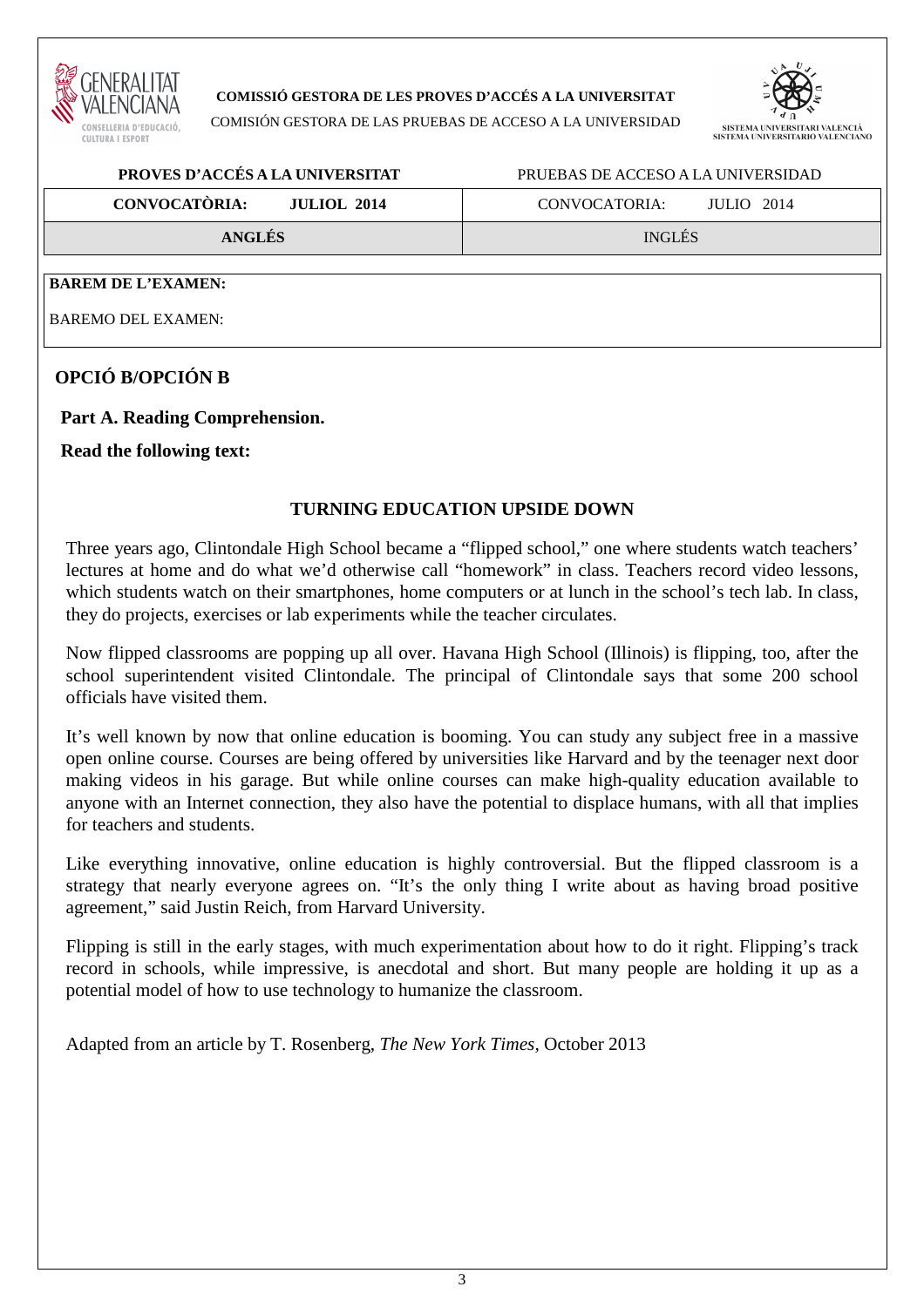**COMISSIÓ GESTORA DE LES PROVES D'ACCÉS A LA UNIVERSITAT**

COMISIÓN GESTORA DE LAS PRUEBAS DE ACCESO A LA UNIVERSIDAD

| **PROVES D'ACCÉS A LA UNIVERSITAT** | PRUEBAS DE ACCESO A LA UNIVERSIDAD |
|---|---|
| **CONVOCATÒRIA: JULIOL 2014** | CONVOCATORIA: JULIO 2014 |
| **ANGLÉS** | INGLÉS |

**BAREM DE L'EXAMEN:**

BAREMO DEL EXAMEN:

## OPCIÓ B/OPCIÓN B

**Part A. Reading Comprehension.**

**Read the following text:**

### TURNING EDUCATION UPSIDE DOWN

Three years ago, Clintondale High School became a "flipped school," one where students watch teachers' lectures at home and do what we'd otherwise call "homework" in class. Teachers record video lessons, which students watch on their smartphones, home computers or at lunch in the school's tech lab. In class, they do projects, exercises or lab experiments while the teacher circulates.

Now flipped classrooms are popping up all over. Havana High School (Illinois) is flipping, too, after the school superintendent visited Clintondale. The principal of Clintondale says that some 200 school officials have visited them.

It's well known by now that online education is booming. You can study any subject free in a massive open online course. Courses are being offered by universities like Harvard and by the teenager next door making videos in his garage. But while online courses can make high-quality education available to anyone with an Internet connection, they also have the potential to displace humans, with all that implies for teachers and students.

Like everything innovative, online education is highly controversial. But the flipped classroom is a strategy that nearly everyone agrees on. "It's the only thing I write about as having broad positive agreement," said Justin Reich, from Harvard University.

Flipping is still in the early stages, with much experimentation about how to do it right. Flipping's track record in schools, while impressive, is anecdotal and short. But many people are holding it up as a potential model of how to use technology to humanize the classroom.

Adapted from an article by T. Rosenberg, *The New York Times*, October 2013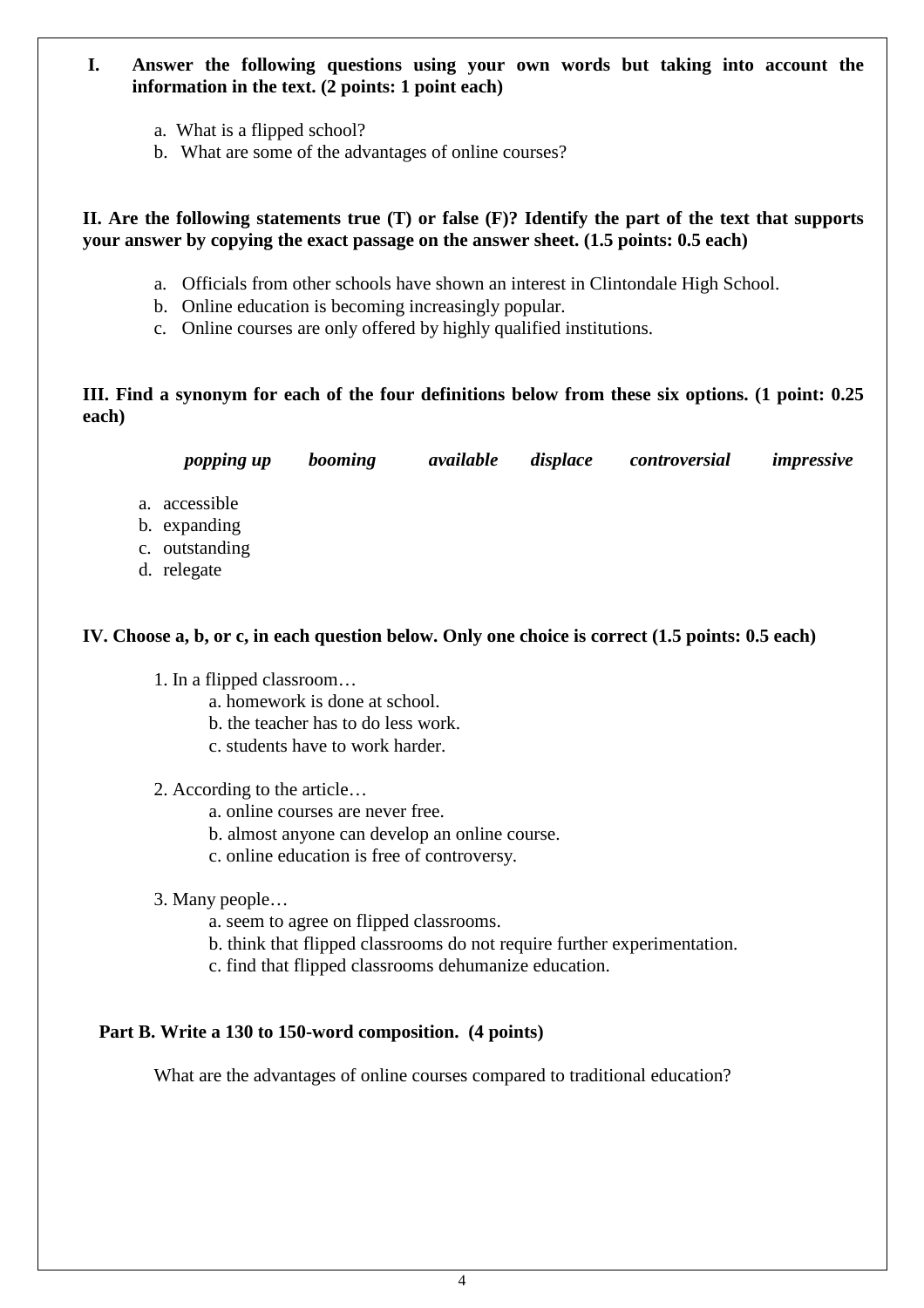**I. Answer the following questions using your own words but taking into account the information in the text. (2 points: 1 point each)**

a. What is a flipped school?
b. What are some of the advantages of online courses?

**II. Are the following statements true (T) or false (F)? Identify the part of the text that supports your answer by copying the exact passage on the answer sheet. (1.5 points: 0.5 each)**

a. Officials from other schools have shown an interest in Clintondale High School.
b. Online education is becoming increasingly popular.
c. Online courses are only offered by highly qualified institutions.

**III. Find a synonym for each of the four definitions below from these six options. (1 point: 0.25 each)**

***popping up*** ***booming*** ***available*** ***displace*** ***controversial*** ***impressive***

a. accessible
b. expanding
c. outstanding
d. relegate

**IV. Choose a, b, or c, in each question below. Only one choice is correct (1.5 points: 0.5 each)**

1. In a flipped classroom…
   a. homework is done at school.
   b. the teacher has to do less work.
   c. students have to work harder.

2. According to the article…
   a. online courses are never free.
   b. almost anyone can develop an online course.
   c. online education is free of controversy.

3. Many people…
   a. seem to agree on flipped classrooms.
   b. think that flipped classrooms do not require further experimentation.
   c. find that flipped classrooms dehumanize education.

**Part B. Write a 130 to 150-word composition. (4 points)**

What are the advantages of online courses compared to traditional education?